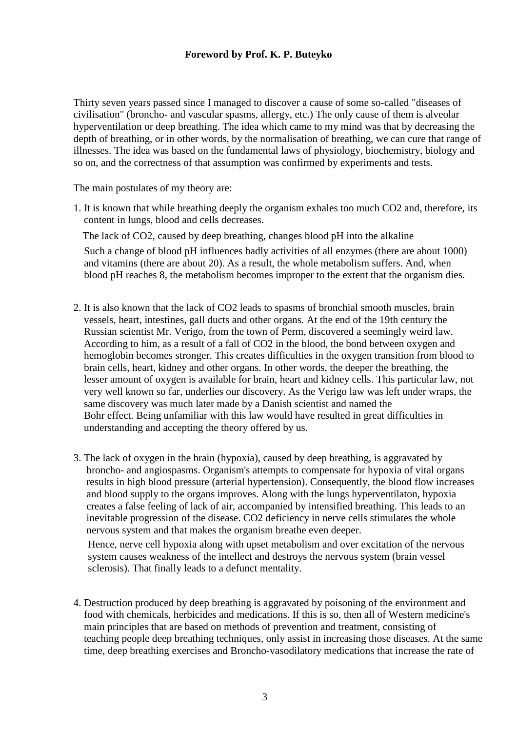**Foreword by Prof. K. P. Buteyko**

Thirty seven years passed since I managed to discover a cause of some so-called "diseases of civilisation" (broncho- and vascular spasms, allergy, etc.) The only cause of them is alveolar hyperventilation or deep breathing. The idea which came to my mind was that by decreasing the depth of breathing, or in other words, by the normalisation of breathing, we can cure that range of illnesses. The idea was based on the fundamental laws of physiology, biochemistry, biology and so on, and the correctness of that assumption was confirmed by experiments and tests.

The main postulates of my theory are:

1. It is known that while breathing deeply the organism exhales too much $CO_2$ and, therefore, its content in lungs, blood and cells decreases.

   The lack of $CO_2$, caused by deep breathing, changes blood pH into the alkaline

   Such a change of blood pH influences badly activities of all enzymes (there are about 1000) and vitamins (there are about 20). As a result, the whole metabolism suffers. And, when blood pH reaches 8, the metabolism becomes improper to the extent that the organism dies.

2. It is also known that the lack of $CO_2$ leads to spasms of bronchial smooth muscles, brain vessels, heart, intestines, gall ducts and other organs. At the end of the 19th century the Russian scientist Mr. Verigo, from the town of Perm, discovered a seemingly weird law. According to him, as a result of a fall of $CO_2$ in the blood, the bond between oxygen and hemoglobin becomes stronger. This creates difficulties in the oxygen transition from blood to brain cells, heart, kidney and other organs. In other words, the deeper the breathing, the lesser amount of oxygen is available for brain, heart and kidney cells. This particular law, not very well known so far, underlies our discovery. As the Verigo law was left under wraps, the same discovery was much later made by a Danish scientist and named the Bohr effect. Being unfamiliar with this law would have resulted in great difficulties in understanding and accepting the theory offered by us.

3. The lack of oxygen in the brain (hypoxia), caused by deep breathing, is aggravated by broncho- and angiospasms. Organism's attempts to compensate for hypoxia of vital organs results in high blood pressure (arterial hypertension). Consequently, the blood flow increases and blood supply to the organs improves. Along with the lungs hyperventilaton, hypoxia creates a false feeling of lack of air, accompanied by intensified breathing. This leads to an inevitable progression of the disease. $CO_2$ deficiency in nerve cells stimulates the whole nervous system and that makes the organism breathe even deeper.

   Hence, nerve cell hypoxia along with upset metabolism and over excitation of the nervous system causes weakness of the intellect and destroys the nervous system (brain vessel sclerosis). That finally leads to a defunct mentality.

4. Destruction produced by deep breathing is aggravated by poisoning of the environment and food with chemicals, herbicides and medications. If this is so, then all of Western medicine's main principles that are based on methods of prevention and treatment, consisting of teaching people deep breathing techniques, only assist in increasing those diseases. At the same time, deep breathing exercises and Broncho-vasodilatory medications that increase the rate of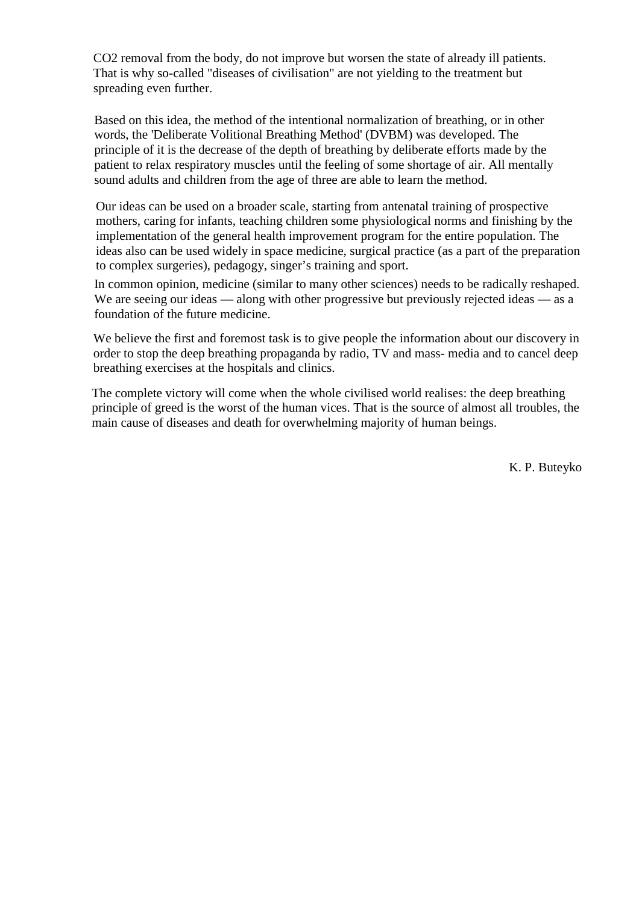$CO_2$ removal from the body, do not improve but worsen the state of already ill patients. That is why so-called "diseases of civilisation" are not yielding to the treatment but spreading even further.

Based on this idea, the method of the intentional normalization of breathing, or in other words, the 'Deliberate Volitional Breathing Method' (DVBM) was developed. The principle of it is the decrease of the depth of breathing by deliberate efforts made by the patient to relax respiratory muscles until the feeling of some shortage of air. All mentally sound adults and children from the age of three are able to learn the method.

Our ideas can be used on a broader scale, starting from antenatal training of prospective mothers, caring for infants, teaching children some physiological norms and finishing by the implementation of the general health improvement program for the entire population. The ideas also can be used widely in space medicine, surgical practice (as a part of the preparation to complex surgeries), pedagogy, singer's training and sport.

In common opinion, medicine (similar to many other sciences) needs to be radically reshaped. We are seeing our ideas — along with other progressive but previously rejected ideas — as a foundation of the future medicine.

We believe the first and foremost task is to give people the information about our discovery in order to stop the deep breathing propaganda by radio, TV and mass- media and to cancel deep breathing exercises at the hospitals and clinics.

The complete victory will come when the whole civilised world realises: the deep breathing principle of greed is the worst of the human vices. That is the source of almost all troubles, the main cause of diseases and death for overwhelming majority of human beings.

K. P. Buteyko